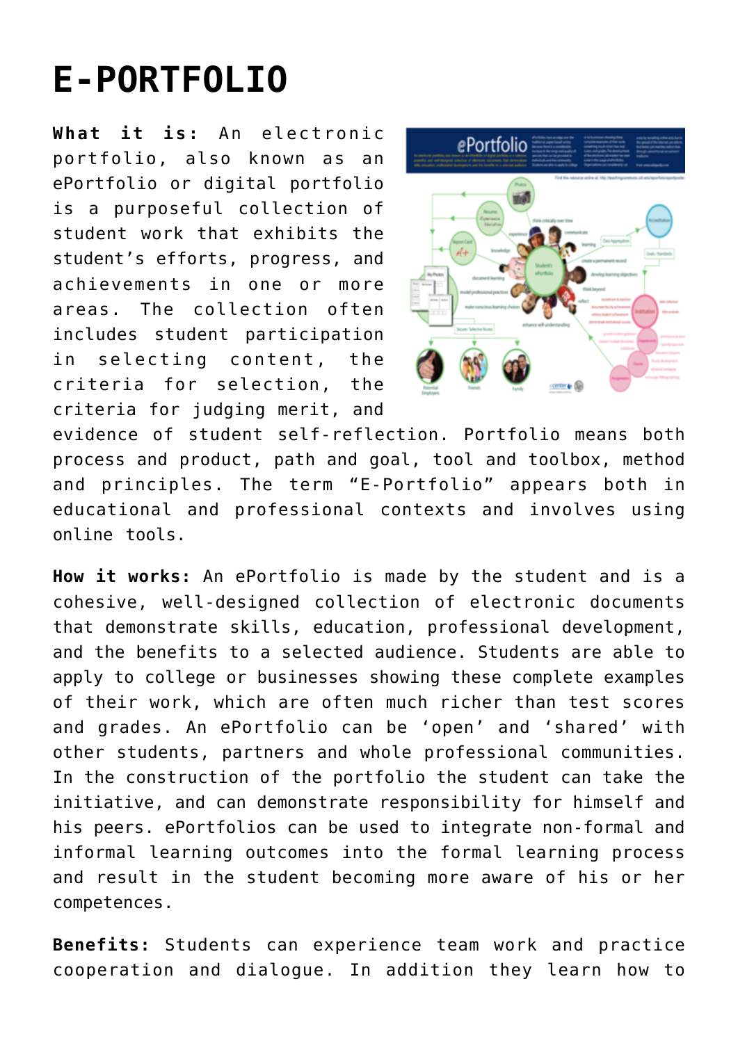# E-PORTFOLIO

**What it is:** An electronic portfolio, also known as an ePortfolio or digital portfolio is a purposeful collection of student work that exhibits the student's efforts, progress, and achievements in one or more areas. The collection often includes student participation in selecting content, the criteria for selection, the criteria for judging merit, and evidence of student self-reflection. Portfolio means both process and product, path and goal, tool and toolbox, method and principles. The term "E-Portfolio" appears both in educational and professional contexts and involves using online tools.

**How it works:** An ePortfolio is made by the student and is a cohesive, well-designed collection of electronic documents that demonstrate skills, education, professional development, and the benefits to a selected audience. Students are able to apply to college or businesses showing these complete examples of their work, which are often much richer than test scores and grades. An ePortfolio can be 'open' and 'shared' with other students, partners and whole professional communities. In the construction of the portfolio the student can take the initiative, and can demonstrate responsibility for himself and his peers. ePortfolios can be used to integrate non-formal and informal learning outcomes into the formal learning process and result in the student becoming more aware of his or her competences.

**Benefits:** Students can experience team work and practice cooperation and dialogue. In addition they learn how to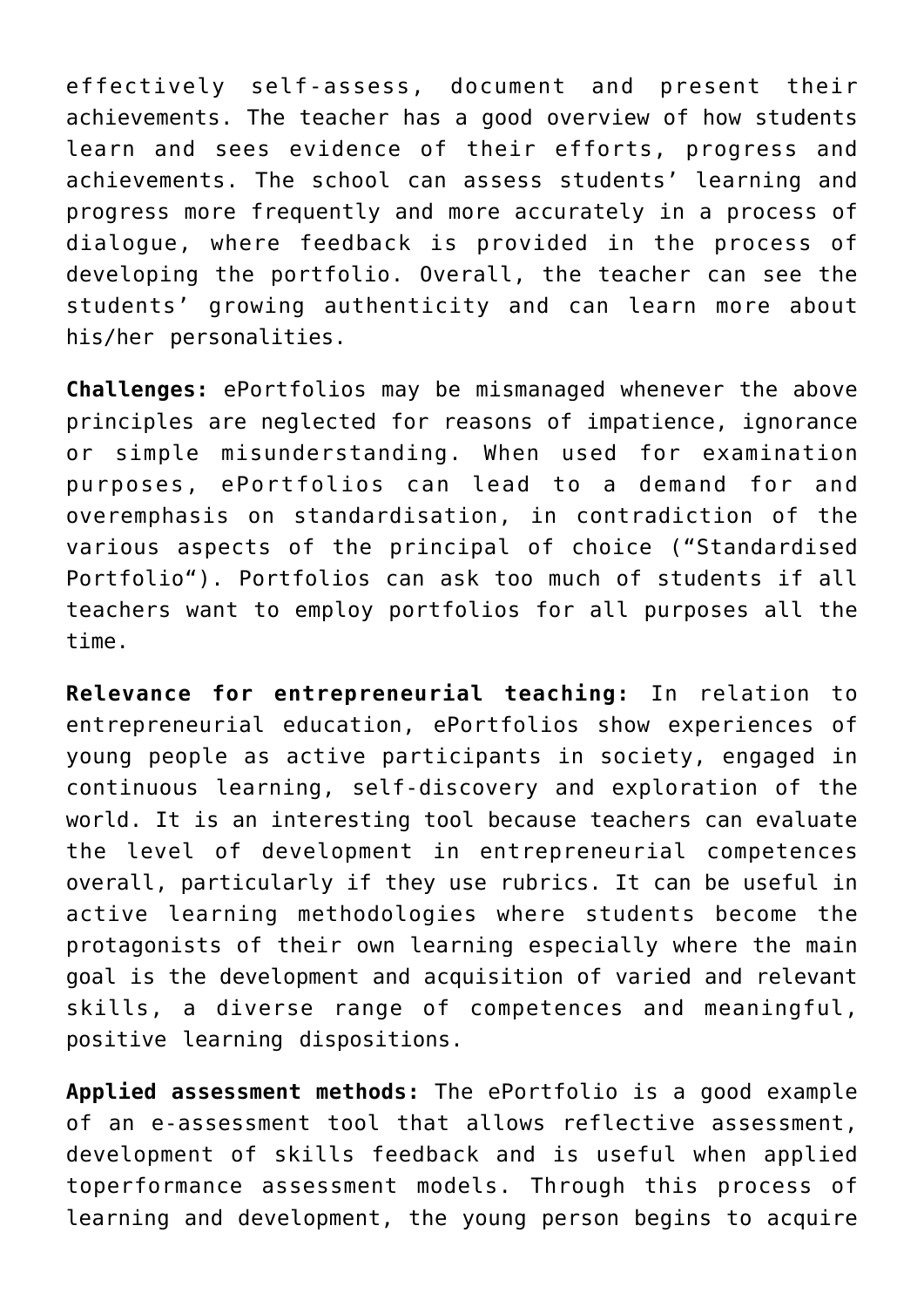effectively self-assess, document and present their achievements. The teacher has a good overview of how students learn and sees evidence of their efforts, progress and achievements. The school can assess students' learning and progress more frequently and more accurately in a process of dialogue, where feedback is provided in the process of developing the portfolio. Overall, the teacher can see the students' growing authenticity and can learn more about his/her personalities.

**Challenges:** ePortfolios may be mismanaged whenever the above principles are neglected for reasons of impatience, ignorance or simple misunderstanding. When used for examination purposes, ePortfolios can lead to a demand for and overemphasis on standardisation, in contradiction of the various aspects of the principal of choice ("Standardised Portfolio"). Portfolios can ask too much of students if all teachers want to employ portfolios for all purposes all the time.

**Relevance for entrepreneurial teaching:** In relation to entrepreneurial education, ePortfolios show experiences of young people as active participants in society, engaged in continuous learning, self-discovery and exploration of the world. It is an interesting tool because teachers can evaluate the level of development in entrepreneurial competences overall, particularly if they use rubrics. It can be useful in active learning methodologies where students become the protagonists of their own learning especially where the main goal is the development and acquisition of varied and relevant skills, a diverse range of competences and meaningful, positive learning dispositions.

**Applied assessment methods:** The ePortfolio is a good example of an e-assessment tool that allows reflective assessment, development of skills feedback and is useful when applied toperformance assessment models. Through this process of learning and development, the young person begins to acquire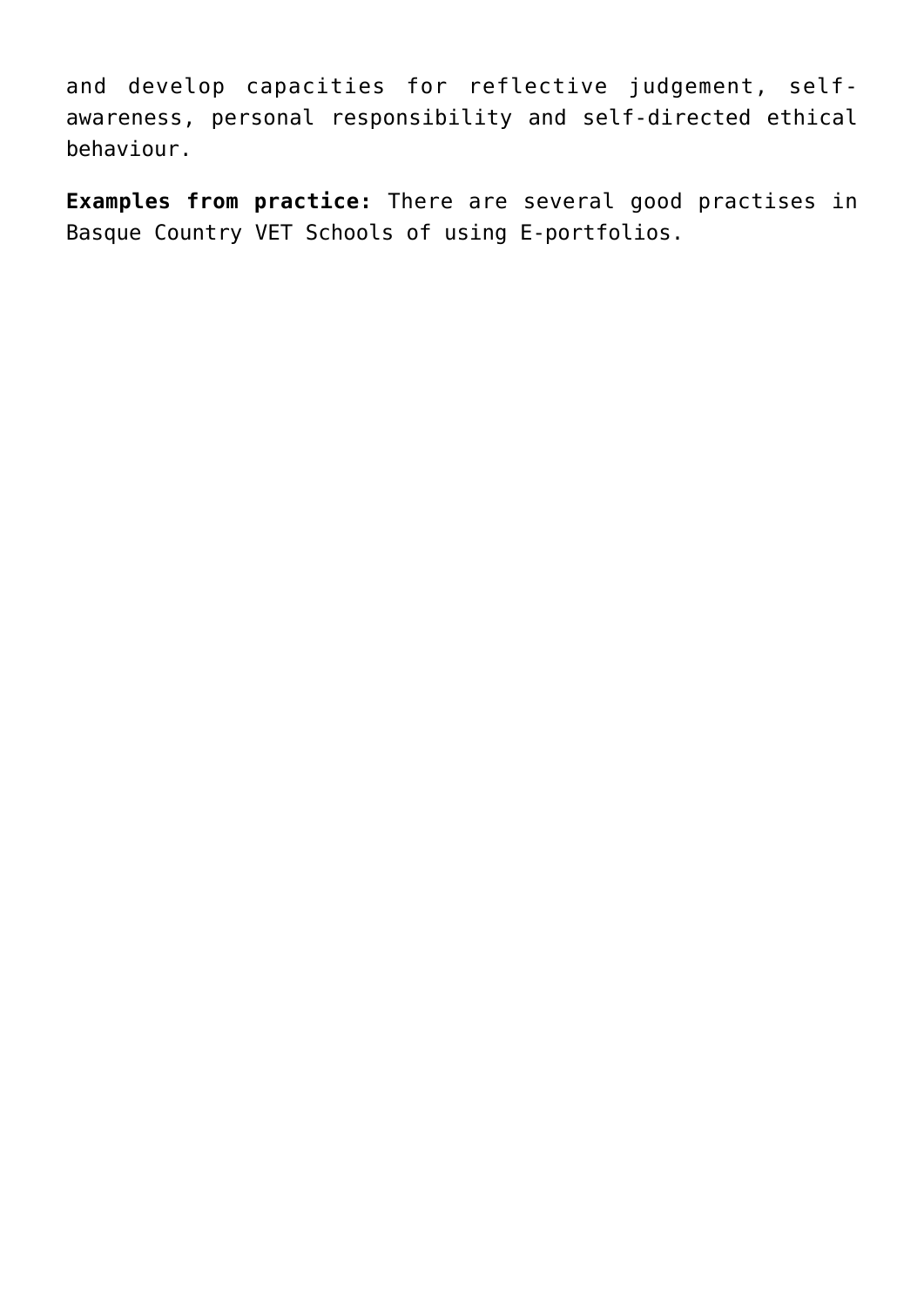and develop capacities for reflective judgement, self-awareness, personal responsibility and self-directed ethical behaviour.

**Examples from practice:** There are several good practises in Basque Country VET Schools of using E-portfolios.